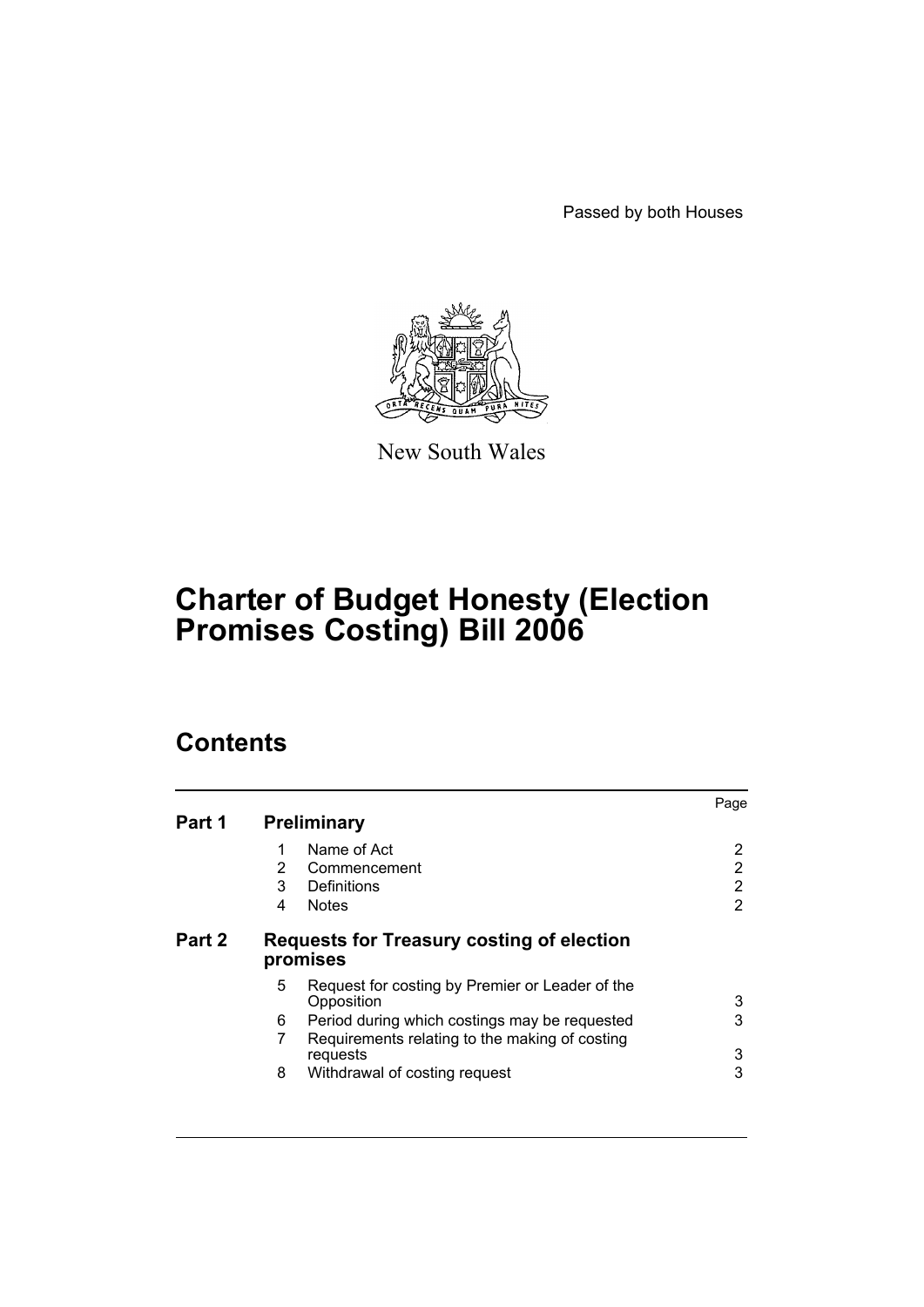Passed by both Houses

New South Wales

# Charter of Budget Honesty (Election Promises Costing) Bill 2006

## Contents

| | | | Page |
|---|---|---|---|
| **Part 1** | **Preliminary** | | |
| | 1 | Name of Act | 2 |
| | 2 | Commencement | 2 |
| | 3 | Definitions | 2 |
| | 4 | Notes | 2 |
| **Part 2** | **Requests for Treasury costing of election promises** | | |
| | 5 | Request for costing by Premier or Leader of the Opposition | 3 |
| | 6 | Period during which costings may be requested | 3 |
| | 7 | Requirements relating to the making of costing requests | 3 |
| | 8 | Withdrawal of costing request | 3 |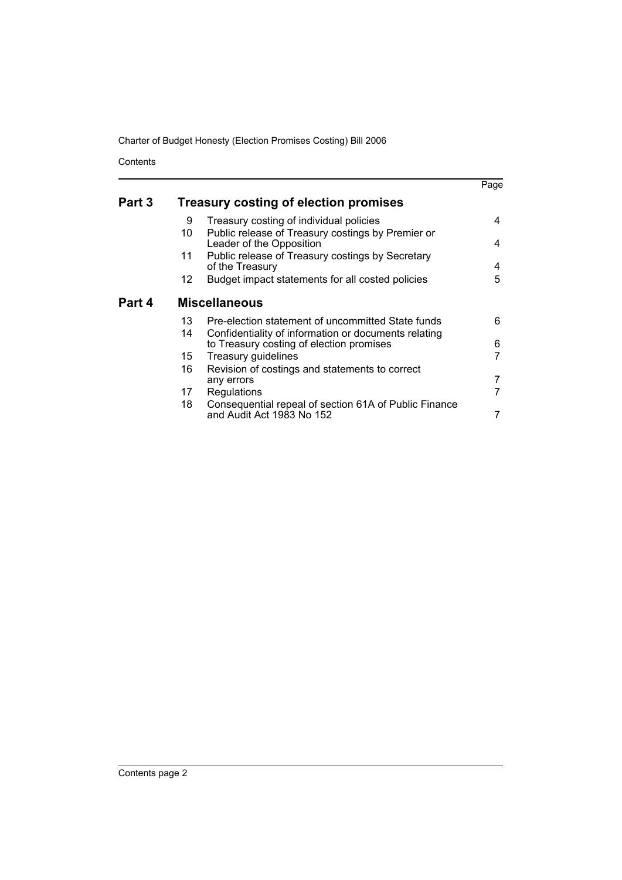| | | | Page |
|---|---|---|---|
| **Part 3** | **Treasury costing of election promises** | | |
| | 9 | Treasury costing of individual policies | 4 |
| | 10 | Public release of Treasury costings by Premier or Leader of the Opposition | 4 |
| | 11 | Public release of Treasury costings by Secretary of the Treasury | 4 |
| | 12 | Budget impact statements for all costed policies | 5 |
| **Part 4** | **Miscellaneous** | | |
| | 13 | Pre-election statement of uncommitted State funds | 6 |
| | 14 | Confidentiality of information or documents relating to Treasury costing of election promises | 6 |
| | 15 | Treasury guidelines | 7 |
| | 16 | Revision of costings and statements to correct any errors | 7 |
| | 17 | Regulations | 7 |
| | 18 | Consequential repeal of section 61A of Public Finance and Audit Act 1983 No 152 | 7 |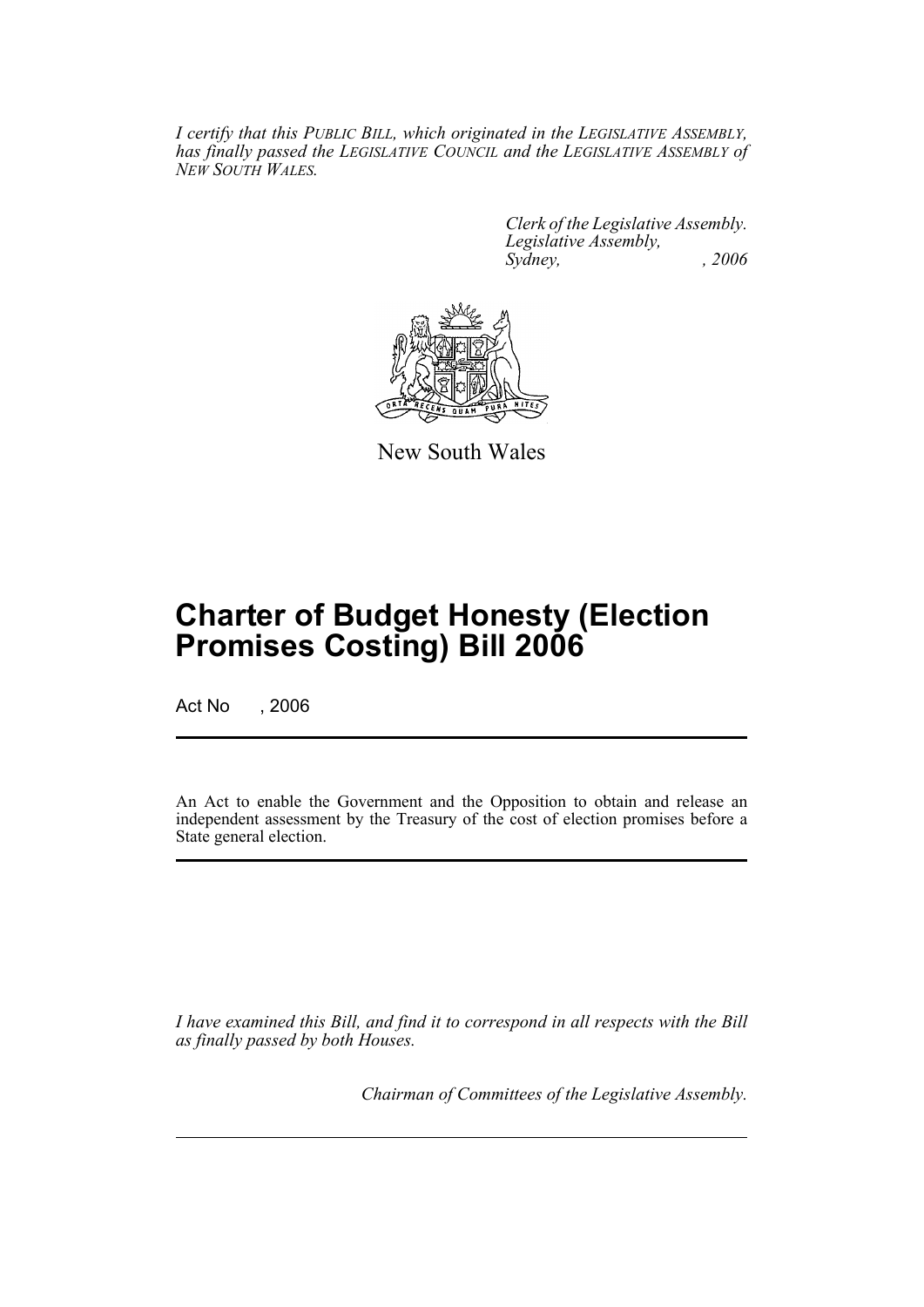*I certify that this PUBLIC BILL, which originated in the LEGISLATIVE ASSEMBLY, has finally passed the LEGISLATIVE COUNCIL and the LEGISLATIVE ASSEMBLY of NEW SOUTH WALES.*

*Clerk of the Legislative Assembly.*
*Legislative Assembly,*
*Sydney, , 2006*

New South Wales

# Charter of Budget Honesty (Election Promises Costing) Bill 2006

Act No , 2006

An Act to enable the Government and the Opposition to obtain and release an independent assessment by the Treasury of the cost of election promises before a State general election.

*I have examined this Bill, and find it to correspond in all respects with the Bill as finally passed by both Houses.*

*Chairman of Committees of the Legislative Assembly.*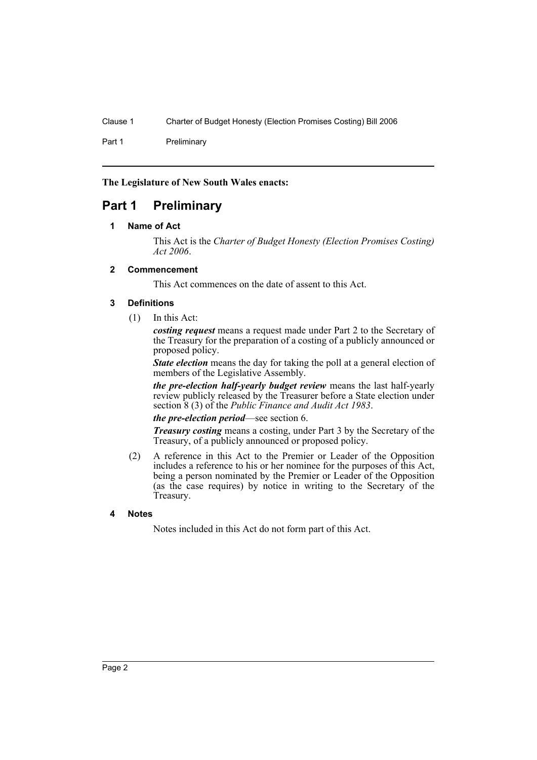**The Legislature of New South Wales enacts:**

# Part 1 Preliminary

### 1 Name of Act

This Act is the *Charter of Budget Honesty (Election Promises Costing) Act 2006*.

### 2 Commencement

This Act commences on the date of assent to this Act.

### 3 Definitions

(1) In this Act:

***costing request*** means a request made under Part 2 to the Secretary of the Treasury for the preparation of a costing of a publicly announced or proposed policy.

***State election*** means the day for taking the poll at a general election of members of the Legislative Assembly.

***the pre-election half-yearly budget review*** means the last half-yearly review publicly released by the Treasurer before a State election under section 8 (3) of the *Public Finance and Audit Act 1983*.

***the pre-election period***—see section 6.

***Treasury costing*** means a costing, under Part 3 by the Secretary of the Treasury, of a publicly announced or proposed policy.

(2) A reference in this Act to the Premier or Leader of the Opposition includes a reference to his or her nominee for the purposes of this Act, being a person nominated by the Premier or Leader of the Opposition (as the case requires) by notice in writing to the Secretary of the Treasury.

### 4 Notes

Notes included in this Act do not form part of this Act.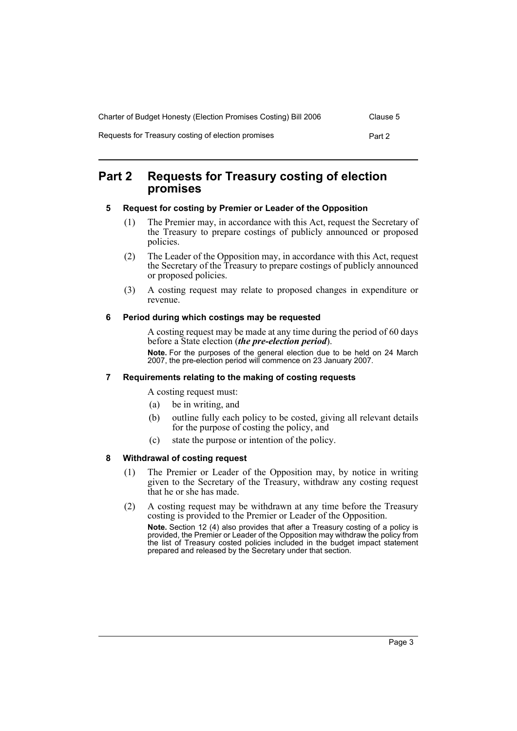# Part 2 Requests for Treasury costing of election promises

### 5 Request for costing by Premier or Leader of the Opposition

(1) The Premier may, in accordance with this Act, request the Secretary of the Treasury to prepare costings of publicly announced or proposed policies.

(2) The Leader of the Opposition may, in accordance with this Act, request the Secretary of the Treasury to prepare costings of publicly announced or proposed policies.

(3) A costing request may relate to proposed changes in expenditure or revenue.

### 6 Period during which costings may be requested

A costing request may be made at any time during the period of 60 days before a State election (***the pre-election period***).

**Note.** For the purposes of the general election due to be held on 24 March 2007, the pre-election period will commence on 23 January 2007.

### 7 Requirements relating to the making of costing requests

A costing request must:

(a) be in writing, and

(b) outline fully each policy to be costed, giving all relevant details for the purpose of costing the policy, and

(c) state the purpose or intention of the policy.

### 8 Withdrawal of costing request

(1) The Premier or Leader of the Opposition may, by notice in writing given to the Secretary of the Treasury, withdraw any costing request that he or she has made.

(2) A costing request may be withdrawn at any time before the Treasury costing is provided to the Premier or Leader of the Opposition.

**Note.** Section 12 (4) also provides that after a Treasury costing of a policy is provided, the Premier or Leader of the Opposition may withdraw the policy from the list of Treasury costed policies included in the budget impact statement prepared and released by the Secretary under that section.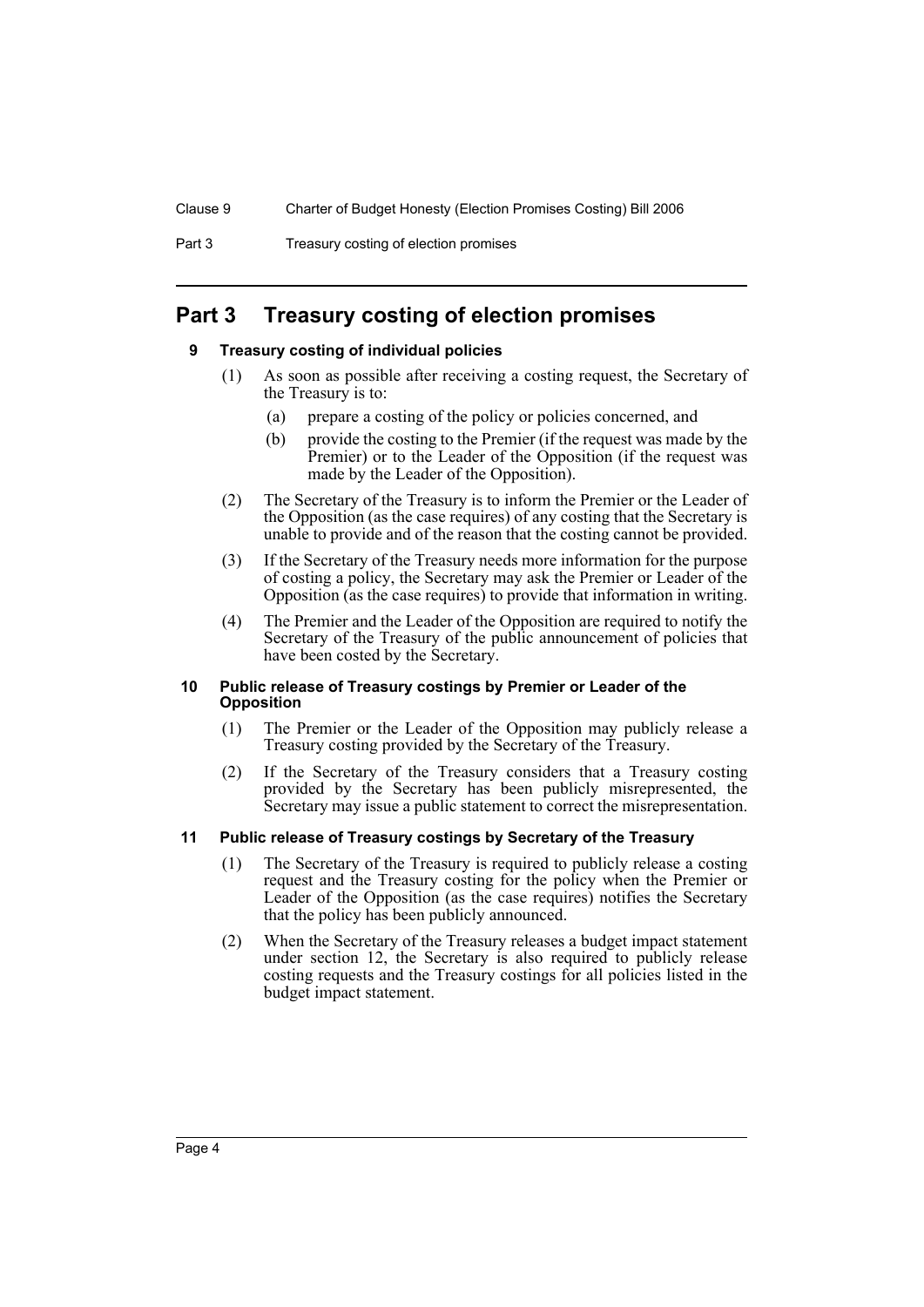# Part 3 Treasury costing of election promises

## 9 Treasury costing of individual policies

(1) As soon as possible after receiving a costing request, the Secretary of the Treasury is to:

(a) prepare a costing of the policy or policies concerned, and

(b) provide the costing to the Premier (if the request was made by the Premier) or to the Leader of the Opposition (if the request was made by the Leader of the Opposition).

(2) The Secretary of the Treasury is to inform the Premier or the Leader of the Opposition (as the case requires) of any costing that the Secretary is unable to provide and of the reason that the costing cannot be provided.

(3) If the Secretary of the Treasury needs more information for the purpose of costing a policy, the Secretary may ask the Premier or Leader of the Opposition (as the case requires) to provide that information in writing.

(4) The Premier and the Leader of the Opposition are required to notify the Secretary of the Treasury of the public announcement of policies that have been costed by the Secretary.

## 10 Public release of Treasury costings by Premier or Leader of the Opposition

(1) The Premier or the Leader of the Opposition may publicly release a Treasury costing provided by the Secretary of the Treasury.

(2) If the Secretary of the Treasury considers that a Treasury costing provided by the Secretary has been publicly misrepresented, the Secretary may issue a public statement to correct the misrepresentation.

## 11 Public release of Treasury costings by Secretary of the Treasury

(1) The Secretary of the Treasury is required to publicly release a costing request and the Treasury costing for the policy when the Premier or Leader of the Opposition (as the case requires) notifies the Secretary that the policy has been publicly announced.

(2) When the Secretary of the Treasury releases a budget impact statement under section 12, the Secretary is also required to publicly release costing requests and the Treasury costings for all policies listed in the budget impact statement.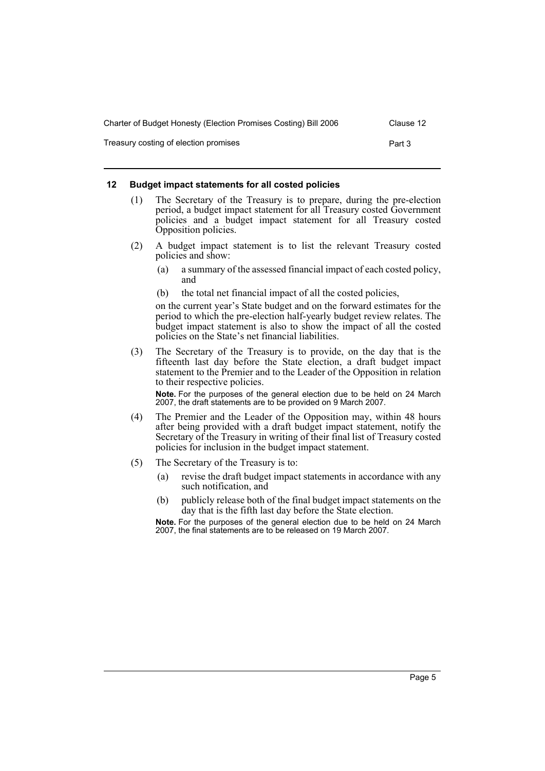## 12 Budget impact statements for all costed policies

(1) The Secretary of the Treasury is to prepare, during the pre-election period, a budget impact statement for all Treasury costed Government policies and a budget impact statement for all Treasury costed Opposition policies.

(2) A budget impact statement is to list the relevant Treasury costed policies and show:

- (a) a summary of the assessed financial impact of each costed policy, and
- (b) the total net financial impact of all the costed policies,

on the current year's State budget and on the forward estimates for the period to which the pre-election half-yearly budget review relates. The budget impact statement is also to show the impact of all the costed policies on the State's net financial liabilities.

(3) The Secretary of the Treasury is to provide, on the day that is the fifteenth last day before the State election, a draft budget impact statement to the Premier and to the Leader of the Opposition in relation to their respective policies.

**Note.** For the purposes of the general election due to be held on 24 March 2007, the draft statements are to be provided on 9 March 2007.

(4) The Premier and the Leader of the Opposition may, within 48 hours after being provided with a draft budget impact statement, notify the Secretary of the Treasury in writing of their final list of Treasury costed policies for inclusion in the budget impact statement.

(5) The Secretary of the Treasury is to:

- (a) revise the draft budget impact statements in accordance with any such notification, and
- (b) publicly release both of the final budget impact statements on the day that is the fifth last day before the State election.

**Note.** For the purposes of the general election due to be held on 24 March 2007, the final statements are to be released on 19 March 2007.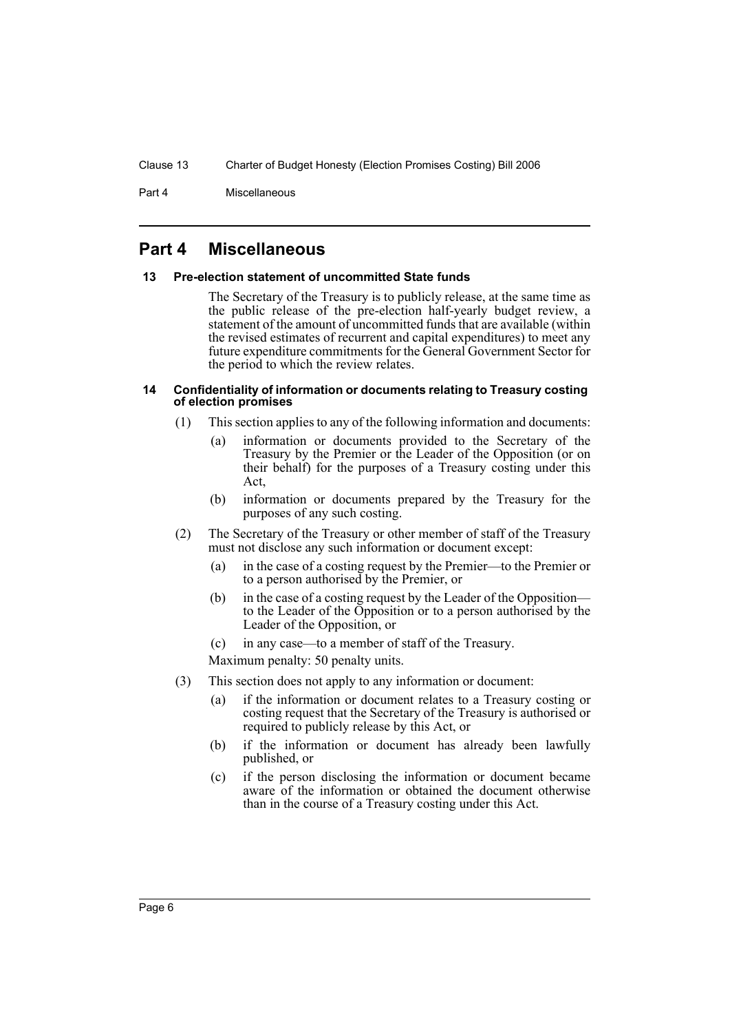## Part 4 Miscellaneous

### 13 Pre-election statement of uncommitted State funds

The Secretary of the Treasury is to publicly release, at the same time as the public release of the pre-election half-yearly budget review, a statement of the amount of uncommitted funds that are available (within the revised estimates of recurrent and capital expenditures) to meet any future expenditure commitments for the General Government Sector for the period to which the review relates.

### 14 Confidentiality of information or documents relating to Treasury costing of election promises

(1) This section applies to any of the following information and documents:

(a) information or documents provided to the Secretary of the Treasury by the Premier or the Leader of the Opposition (or on their behalf) for the purposes of a Treasury costing under this Act,

(b) information or documents prepared by the Treasury for the purposes of any such costing.

(2) The Secretary of the Treasury or other member of staff of the Treasury must not disclose any such information or document except:

(a) in the case of a costing request by the Premier—to the Premier or to a person authorised by the Premier, or

(b) in the case of a costing request by the Leader of the Opposition—to the Leader of the Opposition or to a person authorised by the Leader of the Opposition, or

(c) in any case—to a member of staff of the Treasury.

Maximum penalty: 50 penalty units.

(3) This section does not apply to any information or document:

(a) if the information or document relates to a Treasury costing or costing request that the Secretary of the Treasury is authorised or required to publicly release by this Act, or

(b) if the information or document has already been lawfully published, or

(c) if the person disclosing the information or document became aware of the information or obtained the document otherwise than in the course of a Treasury costing under this Act.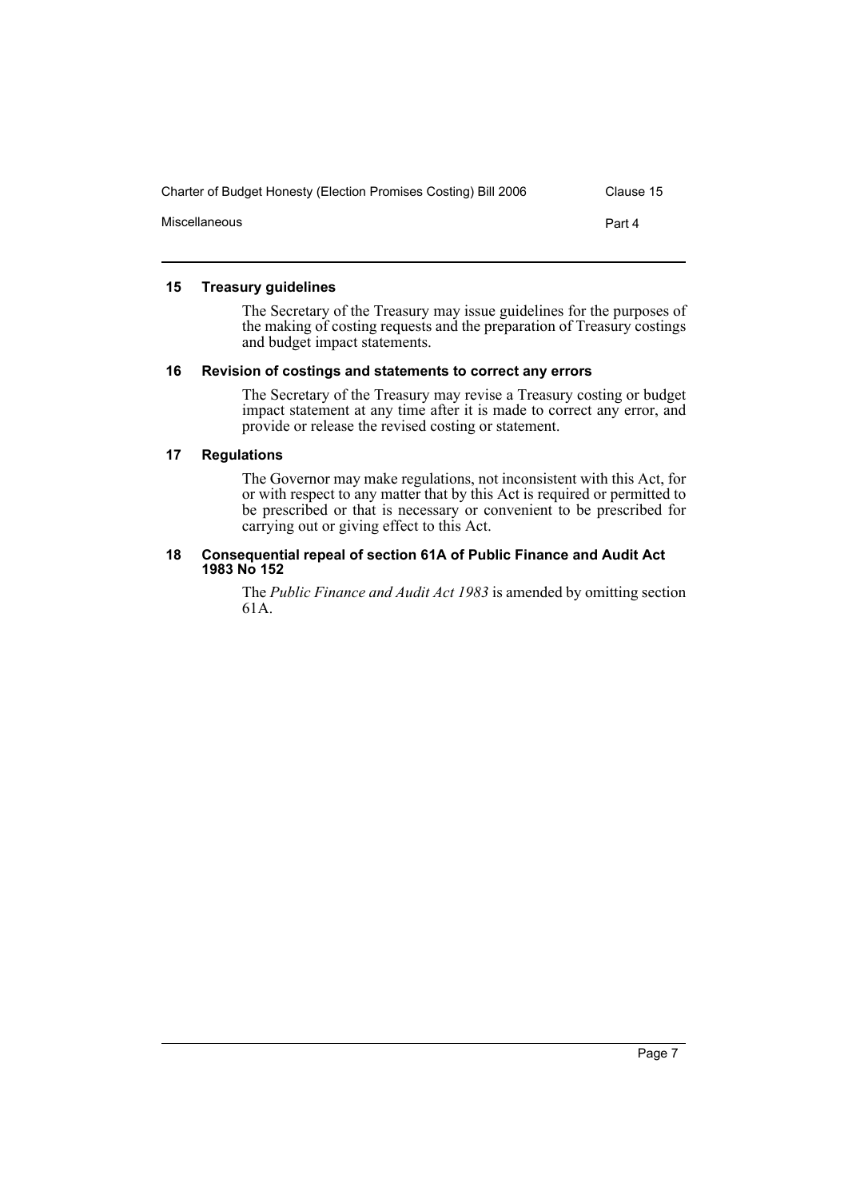### 15 Treasury guidelines

The Secretary of the Treasury may issue guidelines for the purposes of the making of costing requests and the preparation of Treasury costings and budget impact statements.

### 16 Revision of costings and statements to correct any errors

The Secretary of the Treasury may revise a Treasury costing or budget impact statement at any time after it is made to correct any error, and provide or release the revised costing or statement.

### 17 Regulations

The Governor may make regulations, not inconsistent with this Act, for or with respect to any matter that by this Act is required or permitted to be prescribed or that is necessary or convenient to be prescribed for carrying out or giving effect to this Act.

### 18 Consequential repeal of section 61A of Public Finance and Audit Act 1983 No 152

The *Public Finance and Audit Act 1983* is amended by omitting section 61A.